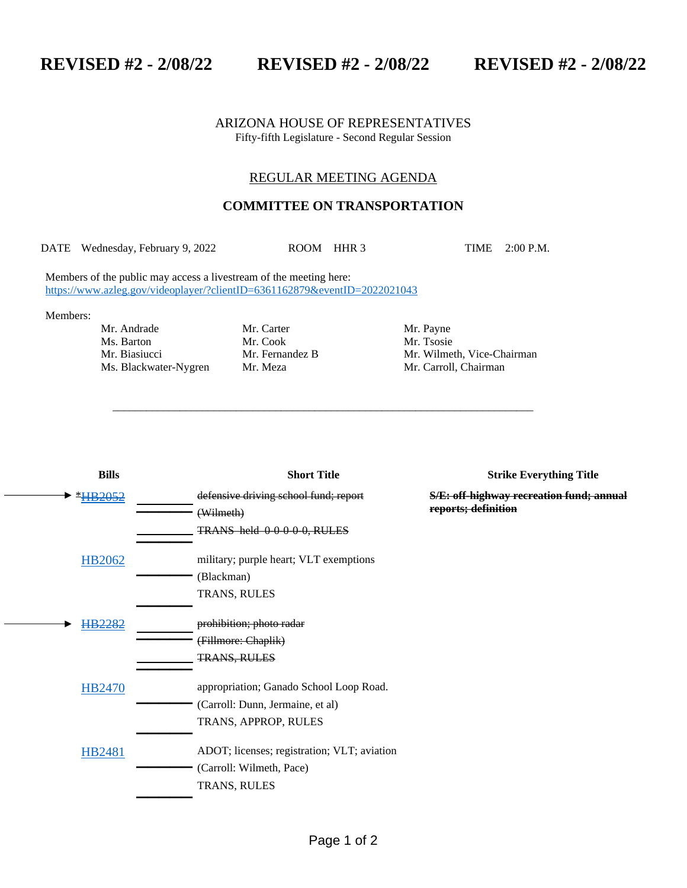**REVISED #2 - 2/08/22 REVISED #2 - 2/08/22 REVISED #2 - 2/08/22**

ARIZONA HOUSE OF REPRESENTATIVES

Fifty-fifth Legislature - Second Regular Session

REGULAR MEETING AGENDA

## COMMITTEE ON TRANSPORTATION

DATE Wednesday, February 9, 2022 ROOM HHR 3 TIME 2:00 P.M.

Members of the public may access a livestream of the meeting here:
https://www.azleg.gov/videoplayer/?clientID=6361162879&eventID=2022021043

Members:

| | | |
|---|---|---|
| Mr. Andrade | Mr. Carter | Mr. Payne |
| Ms. Barton | Mr. Cook | Mr. Tsosie |
| Mr. Biasiucci | Mr. Fernandez B | Mr. Wilmeth, Vice-Chairman |
| Ms. Blackwater-Nygren | Mr. Meza | Mr. Carroll, Chairman |

---

| Bills | Short Title | Strike Everything Title |
|---|---|---|
| → *~~HB2052~~ | ~~defensive driving school fund; report~~<br>~~(Wilmeth)~~<br>~~TRANS held 0-0-0-0-0, RULES~~ | **~~S/E: off-highway recreation fund; annual reports; definition~~** |
| HB2062 | military; purple heart; VLT exemptions<br>(Blackman)<br>TRANS, RULES | |
| → ~~HB2282~~ | ~~prohibition; photo radar~~<br>~~(Fillmore: Chaplik)~~<br>~~TRANS, RULES~~ | |
| HB2470 | appropriation; Ganado School Loop Road.<br>(Carroll: Dunn, Jermaine, et al)<br>TRANS, APPROP, RULES | |
| HB2481 | ADOT; licenses; registration; VLT; aviation<br>(Carroll: Wilmeth, Pace)<br>TRANS, RULES | |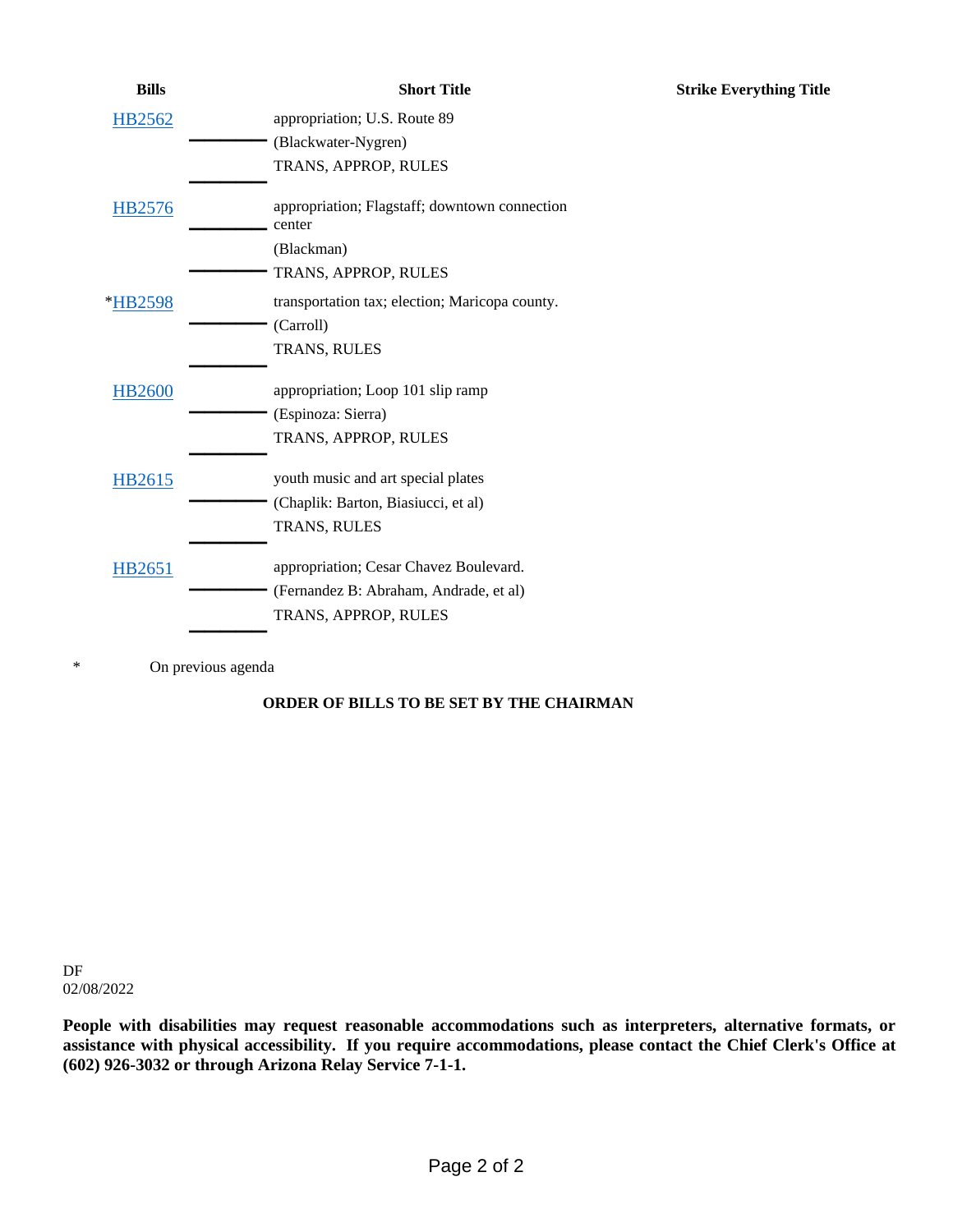| Bills | | Short Title | Strike Everything Title |
| --- | --- | --- | --- |
| HB2562 | | appropriation; U.S. Route 89<br>(Blackwater-Nygren)<br>TRANS, APPROP, RULES | |
| HB2576 | | appropriation; Flagstaff; downtown connection center<br>(Blackman)<br>TRANS, APPROP, RULES | |
| *HB2598 | | transportation tax; election; Maricopa county.<br>(Carroll)<br>TRANS, RULES | |
| HB2600 | | appropriation; Loop 101 slip ramp<br>(Espinoza: Sierra)<br>TRANS, APPROP, RULES | |
| HB2615 | | youth music and art special plates<br>(Chaplik: Barton, Biasiucci, et al)<br>TRANS, RULES | |
| HB2651 | | appropriation; Cesar Chavez Boulevard.<br>(Fernandez B: Abraham, Andrade, et al)<br>TRANS, APPROP, RULES | |

\* On previous agenda

**ORDER OF BILLS TO BE SET BY THE CHAIRMAN**

DF
02/08/2022

**People with disabilities may request reasonable accommodations such as interpreters, alternative formats, or assistance with physical accessibility. If you require accommodations, please contact the Chief Clerk's Office at (602) 926-3032 or through Arizona Relay Service 7-1-1.**